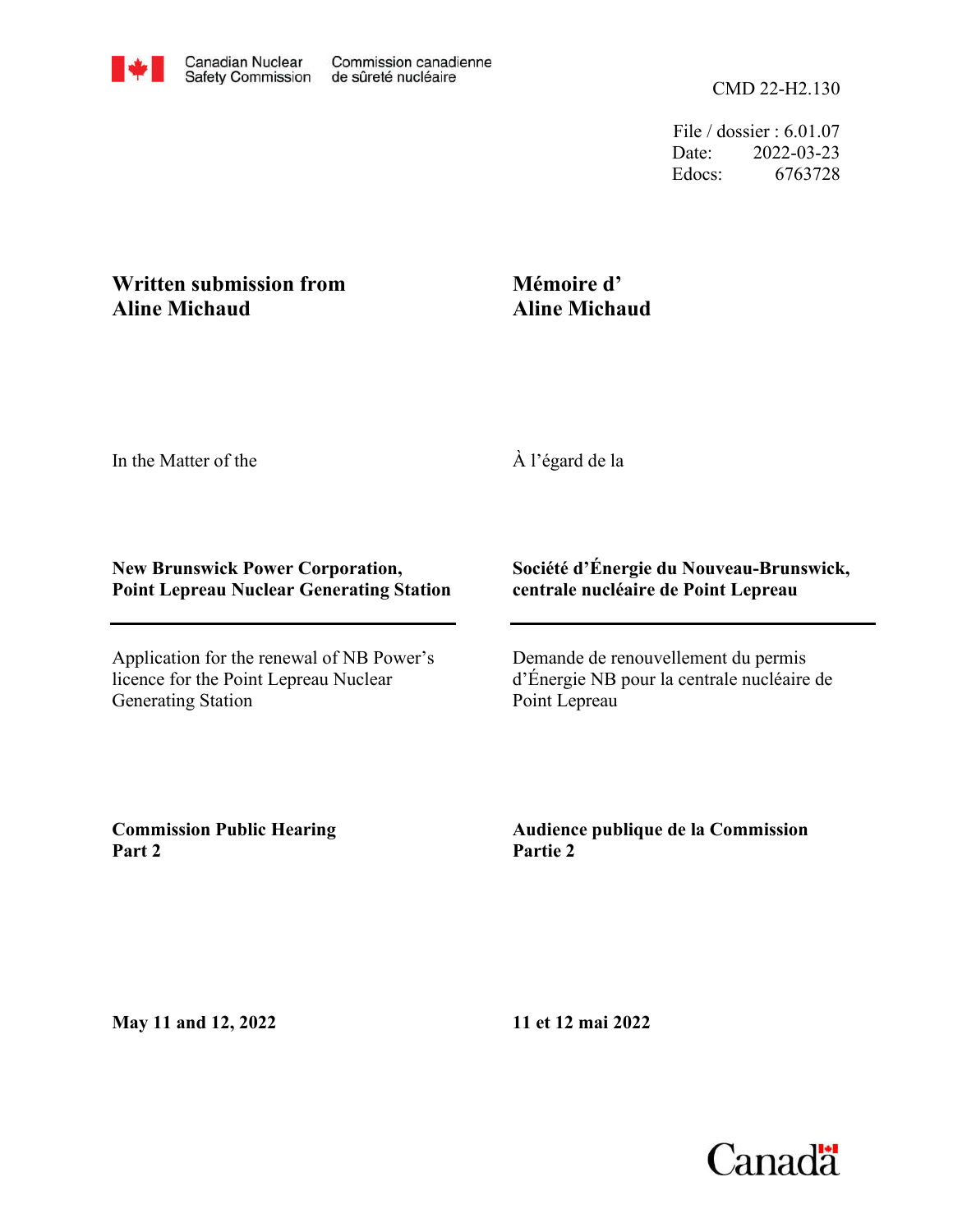Canadian Nuclear Safety Commission / Commission canadienne de sûreté nucléaire

CMD 22-H2.130

File / dossier : 6.01.07
Date: 2022-03-23
Edocs: 6763728

**Written submission from Aline Michaud**

**Mémoire d' Aline Michaud**

In the Matter of the

À l'égard de la

**New Brunswick Power Corporation, Point Lepreau Nuclear Generating Station**

**Société d'Énergie du Nouveau-Brunswick, centrale nucléaire de Point Lepreau**

Application for the renewal of NB Power's licence for the Point Lepreau Nuclear Generating Station

Demande de renouvellement du permis d'Énergie NB pour la centrale nucléaire de Point Lepreau

**Commission Public Hearing Part 2**

**Audience publique de la Commission Partie 2**

**May 11 and 12, 2022**

**11 et 12 mai 2022**

Canada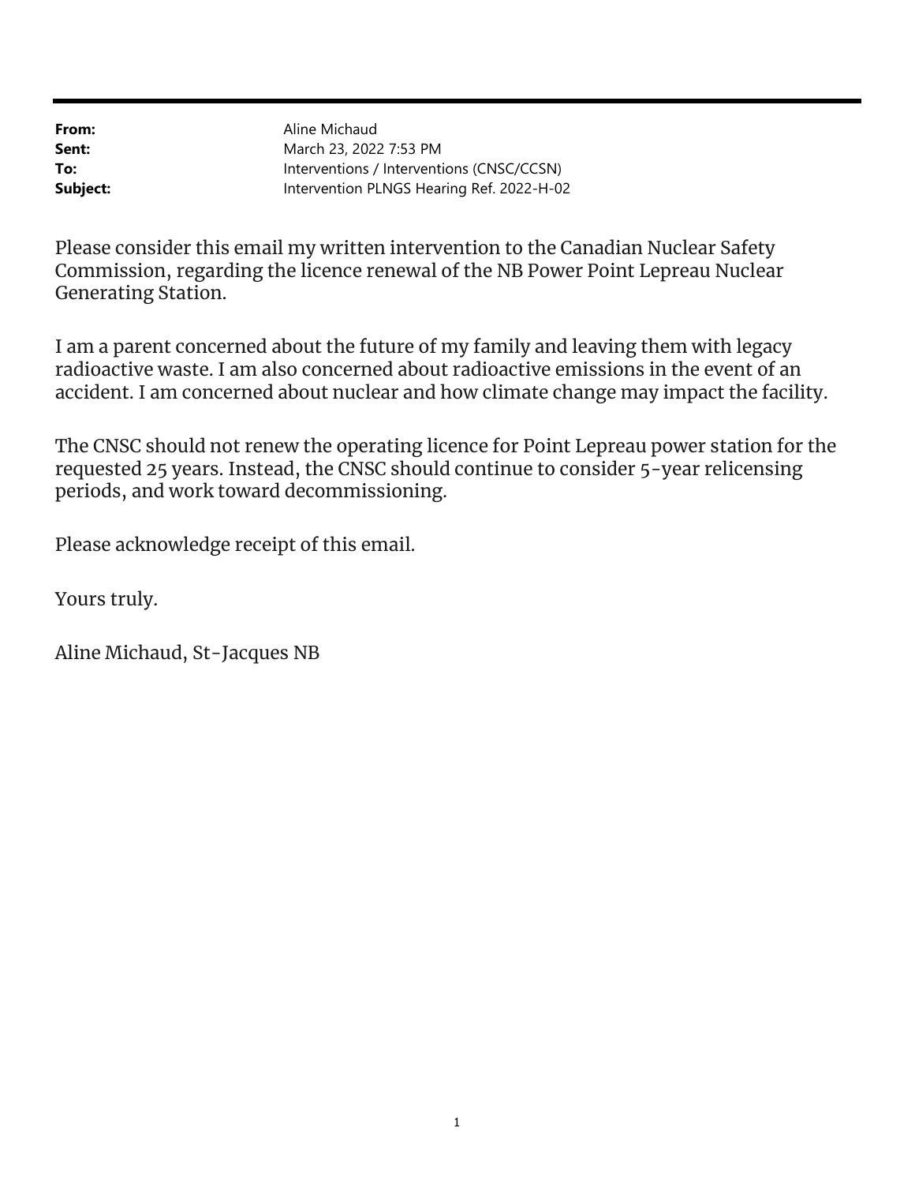**From:** Aline Michaud
**Sent:** March 23, 2022 7:53 PM
**To:** Interventions / Interventions (CNSC/CCSN)
**Subject:** Intervention PLNGS Hearing Ref. 2022-H-02

Please consider this email my written intervention to the Canadian Nuclear Safety Commission, regarding the licence renewal of the NB Power Point Lepreau Nuclear Generating Station.

I am a parent concerned about the future of my family and leaving them with legacy radioactive waste. I am also concerned about radioactive emissions in the event of an accident. I am concerned about nuclear and how climate change may impact the facility.

The CNSC should not renew the operating licence for Point Lepreau power station for the requested 25 years. Instead, the CNSC should continue to consider 5-year relicensing periods, and work toward decommissioning.

Please acknowledge receipt of this email.

Yours truly.

Aline Michaud, St-Jacques NB